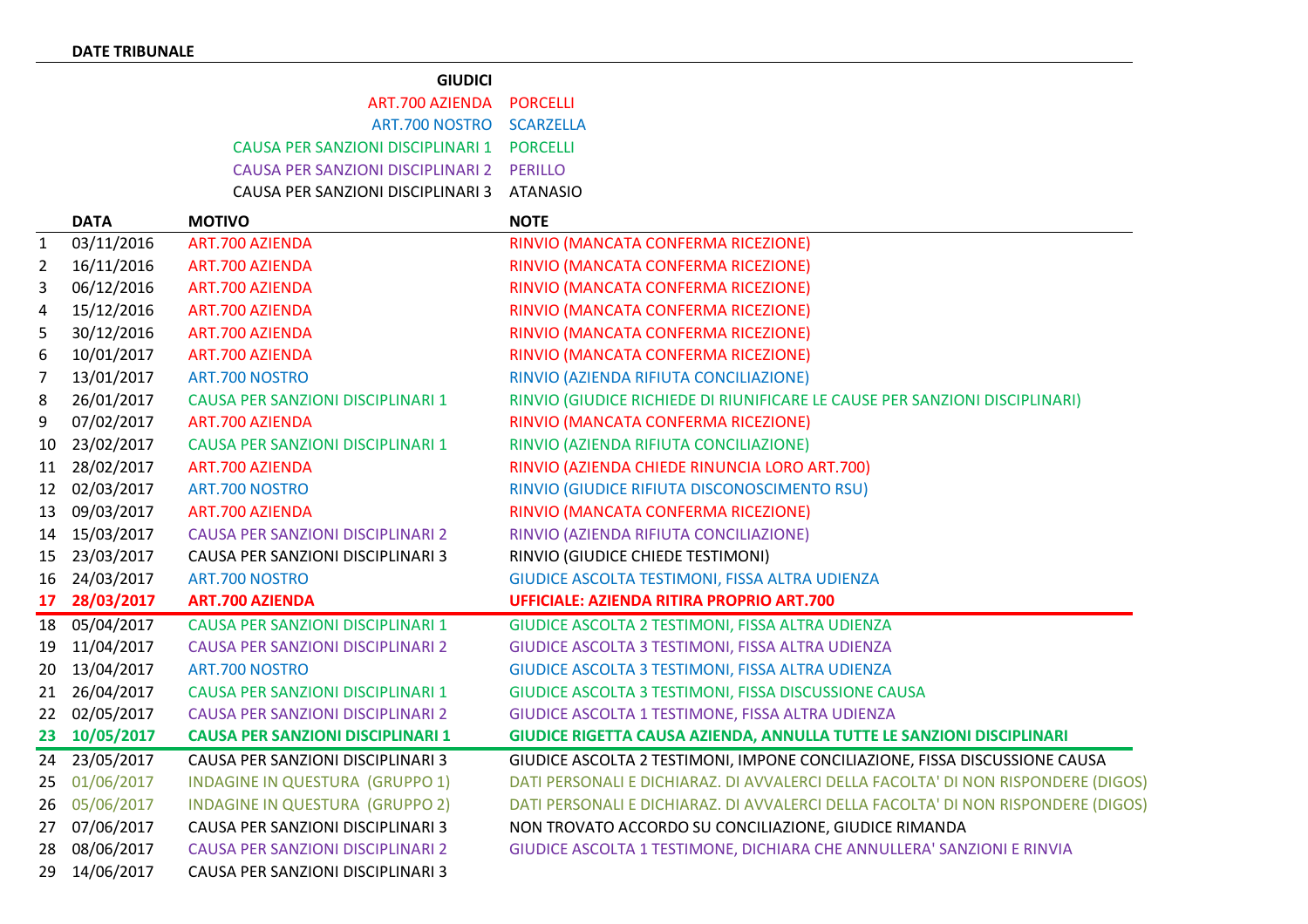**DATE TRIBUNALE**

| GIUDICI | |
|---|---|
| ART.700 AZIENDA | PORCELLI |
| ART.700 NOSTRO | SCARZELLA |
| CAUSA PER SANZIONI DISCIPLINARI 1 | PORCELLI |
| CAUSA PER SANZIONI DISCIPLINARI 2 | PERILLO |
| CAUSA PER SANZIONI DISCIPLINARI 3 | ATANASIO |

| | DATA | MOTIVO | NOTE |
|---|---|---|---|
| 1 | 03/11/2016 | ART.700 AZIENDA | RINVIO (MANCATA CONFERMA RICEZIONE) |
| 2 | 16/11/2016 | ART.700 AZIENDA | RINVIO (MANCATA CONFERMA RICEZIONE) |
| 3 | 06/12/2016 | ART.700 AZIENDA | RINVIO (MANCATA CONFERMA RICEZIONE) |
| 4 | 15/12/2016 | ART.700 AZIENDA | RINVIO (MANCATA CONFERMA RICEZIONE) |
| 5 | 30/12/2016 | ART.700 AZIENDA | RINVIO (MANCATA CONFERMA RICEZIONE) |
| 6 | 10/01/2017 | ART.700 AZIENDA | RINVIO (MANCATA CONFERMA RICEZIONE) |
| 7 | 13/01/2017 | ART.700 NOSTRO | RINVIO (AZIENDA RIFIUTA CONCILIAZIONE) |
| 8 | 26/01/2017 | CAUSA PER SANZIONI DISCIPLINARI 1 | RINVIO (GIUDICE RICHIEDE DI RIUNIFICARE LE CAUSE PER SANZIONI DISCIPLINARI) |
| 9 | 07/02/2017 | ART.700 AZIENDA | RINVIO (MANCATA CONFERMA RICEZIONE) |
| 10 | 23/02/2017 | CAUSA PER SANZIONI DISCIPLINARI 1 | RINVIO (AZIENDA RIFIUTA CONCILIAZIONE) |
| 11 | 28/02/2017 | ART.700 AZIENDA | RINVIO (AZIENDA CHIEDE RINUNCIA LORO ART.700) |
| 12 | 02/03/2017 | ART.700 NOSTRO | RINVIO (GIUDICE RIFIUTA DISCONOSCIMENTO RSU) |
| 13 | 09/03/2017 | ART.700 AZIENDA | RINVIO (MANCATA CONFERMA RICEZIONE) |
| 14 | 15/03/2017 | CAUSA PER SANZIONI DISCIPLINARI 2 | RINVIO (AZIENDA RIFIUTA CONCILIAZIONE) |
| 15 | 23/03/2017 | CAUSA PER SANZIONI DISCIPLINARI 3 | RINVIO (GIUDICE CHIEDE TESTIMONI) |
| 16 | 24/03/2017 | ART.700 NOSTRO | GIUDICE ASCOLTA TESTIMONI, FISSA ALTRA UDIENZA |
| **17** | **28/03/2017** | **ART.700 AZIENDA** | **UFFICIALE: AZIENDA RITIRA PROPRIO ART.700** |
| 18 | 05/04/2017 | CAUSA PER SANZIONI DISCIPLINARI 1 | GIUDICE ASCOLTA 2 TESTIMONI, FISSA ALTRA UDIENZA |
| 19 | 11/04/2017 | CAUSA PER SANZIONI DISCIPLINARI 2 | GIUDICE ASCOLTA 3 TESTIMONI, FISSA ALTRA UDIENZA |
| 20 | 13/04/2017 | ART.700 NOSTRO | GIUDICE ASCOLTA 3 TESTIMONI, FISSA ALTRA UDIENZA |
| 21 | 26/04/2017 | CAUSA PER SANZIONI DISCIPLINARI 1 | GIUDICE ASCOLTA 3 TESTIMONI, FISSA DISCUSSIONE CAUSA |
| 22 | 02/05/2017 | CAUSA PER SANZIONI DISCIPLINARI 2 | GIUDICE ASCOLTA 1 TESTIMONE, FISSA ALTRA UDIENZA |
| **23** | **10/05/2017** | **CAUSA PER SANZIONI DISCIPLINARI 1** | **GIUDICE RIGETTA CAUSA AZIENDA, ANNULLA TUTTE LE SANZIONI DISCIPLINARI** |
| 24 | 23/05/2017 | CAUSA PER SANZIONI DISCIPLINARI 3 | GIUDICE ASCOLTA 2 TESTIMONI, IMPONE CONCILIAZIONE, FISSA DISCUSSIONE CAUSA |
| 25 | 01/06/2017 | INDAGINE IN QUESTURA (GRUPPO 1) | DATI PERSONALI E DICHIARAZ. DI AVVALERCI DELLA FACOLTA' DI NON RISPONDERE (DIGOS) |
| 26 | 05/06/2017 | INDAGINE IN QUESTURA (GRUPPO 2) | DATI PERSONALI E DICHIARAZ. DI AVVALERCI DELLA FACOLTA' DI NON RISPONDERE (DIGOS) |
| 27 | 07/06/2017 | CAUSA PER SANZIONI DISCIPLINARI 3 | NON TROVATO ACCORDO SU CONCILIAZIONE, GIUDICE RIMANDA |
| 28 | 08/06/2017 | CAUSA PER SANZIONI DISCIPLINARI 2 | GIUDICE ASCOLTA 1 TESTIMONE, DICHIARA CHE ANNULLERA' SANZIONI E RINVIA |
| 29 | 14/06/2017 | CAUSA PER SANZIONI DISCIPLINARI 3 | |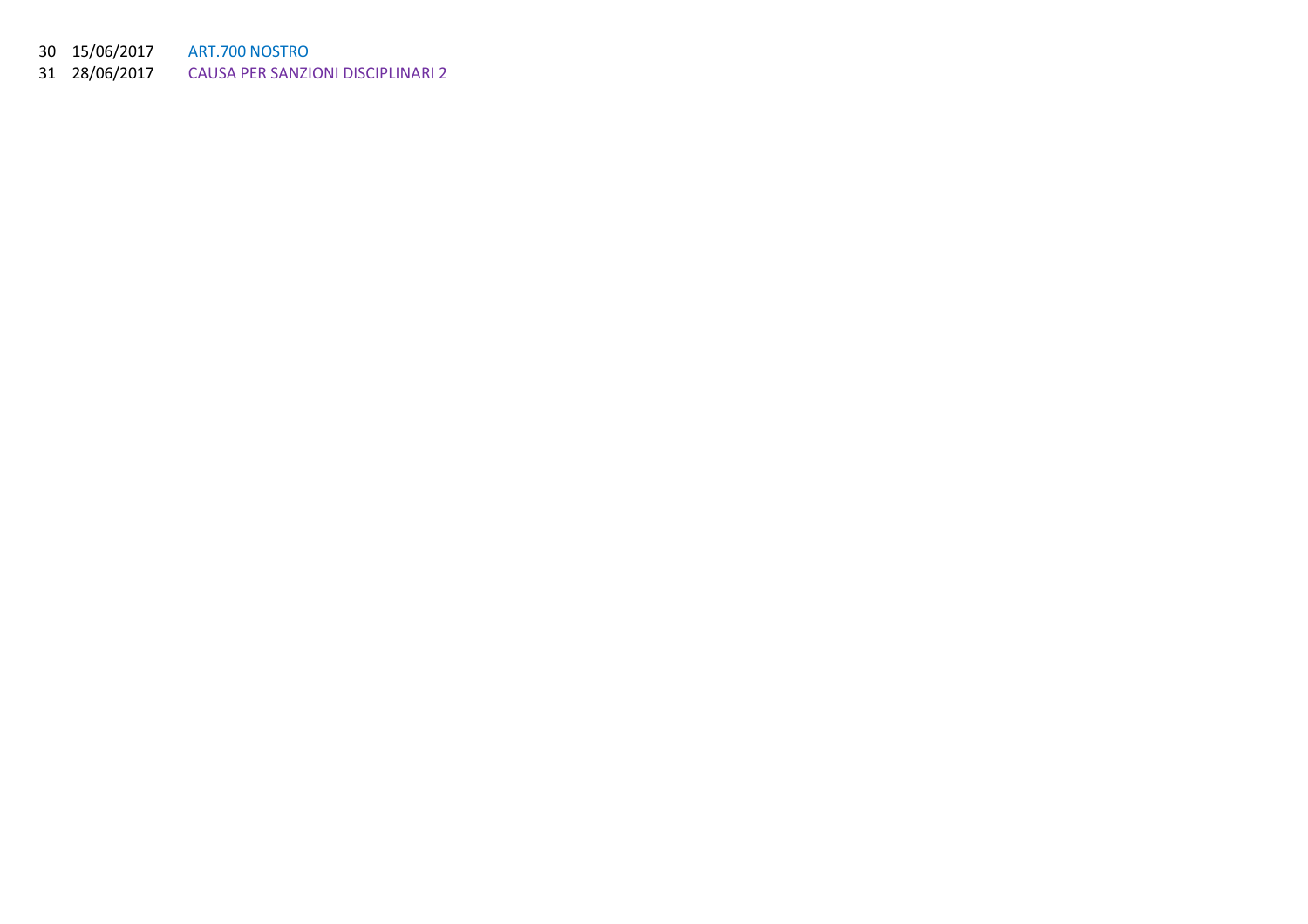| | | |
|---|---|---|
| 30 | 15/06/2017 | ART.700 NOSTRO |
| 31 | 28/06/2017 | CAUSA PER SANZIONI DISCIPLINARI 2 |